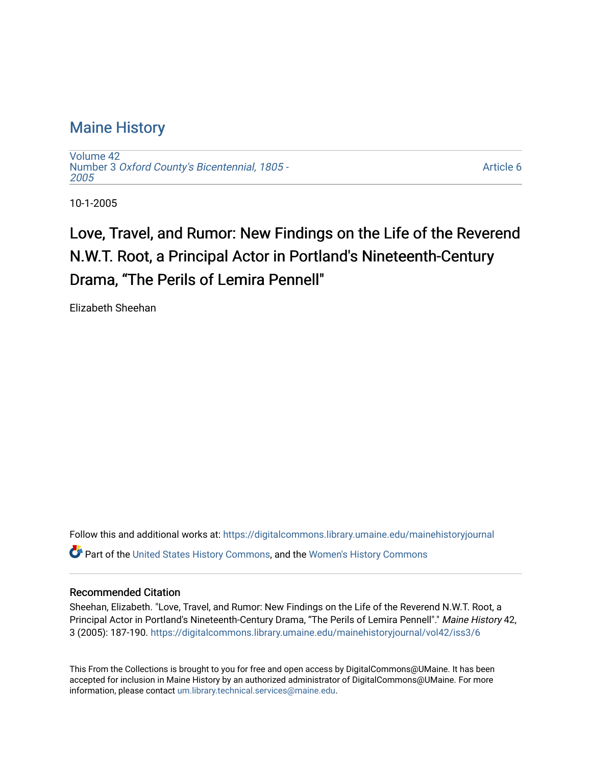# Maine History

Volume 42
Number 3 *Oxford County's Bicentennial, 1805 - 2005*

Article 6

10-1-2005

## Love, Travel, and Rumor: New Findings on the Life of the Reverend N.W.T. Root, a Principal Actor in Portland's Nineteenth-Century Drama, "The Perils of Lemira Pennell"

Elizabeth Sheehan

Follow this and additional works at: https://digitalcommons.library.umaine.edu/mainehistoryjournal

Part of the United States History Commons, and the Women's History Commons

### Recommended Citation

Sheehan, Elizabeth. "Love, Travel, and Rumor: New Findings on the Life of the Reverend N.W.T. Root, a Principal Actor in Portland's Nineteenth-Century Drama, "The Perils of Lemira Pennell"." *Maine History* 42, 3 (2005): 187-190. https://digitalcommons.library.umaine.edu/mainehistoryjournal/vol42/iss3/6

This From the Collections is brought to you for free and open access by DigitalCommons@UMaine. It has been accepted for inclusion in Maine History by an authorized administrator of DigitalCommons@UMaine. For more information, please contact um.library.technical.services@maine.edu.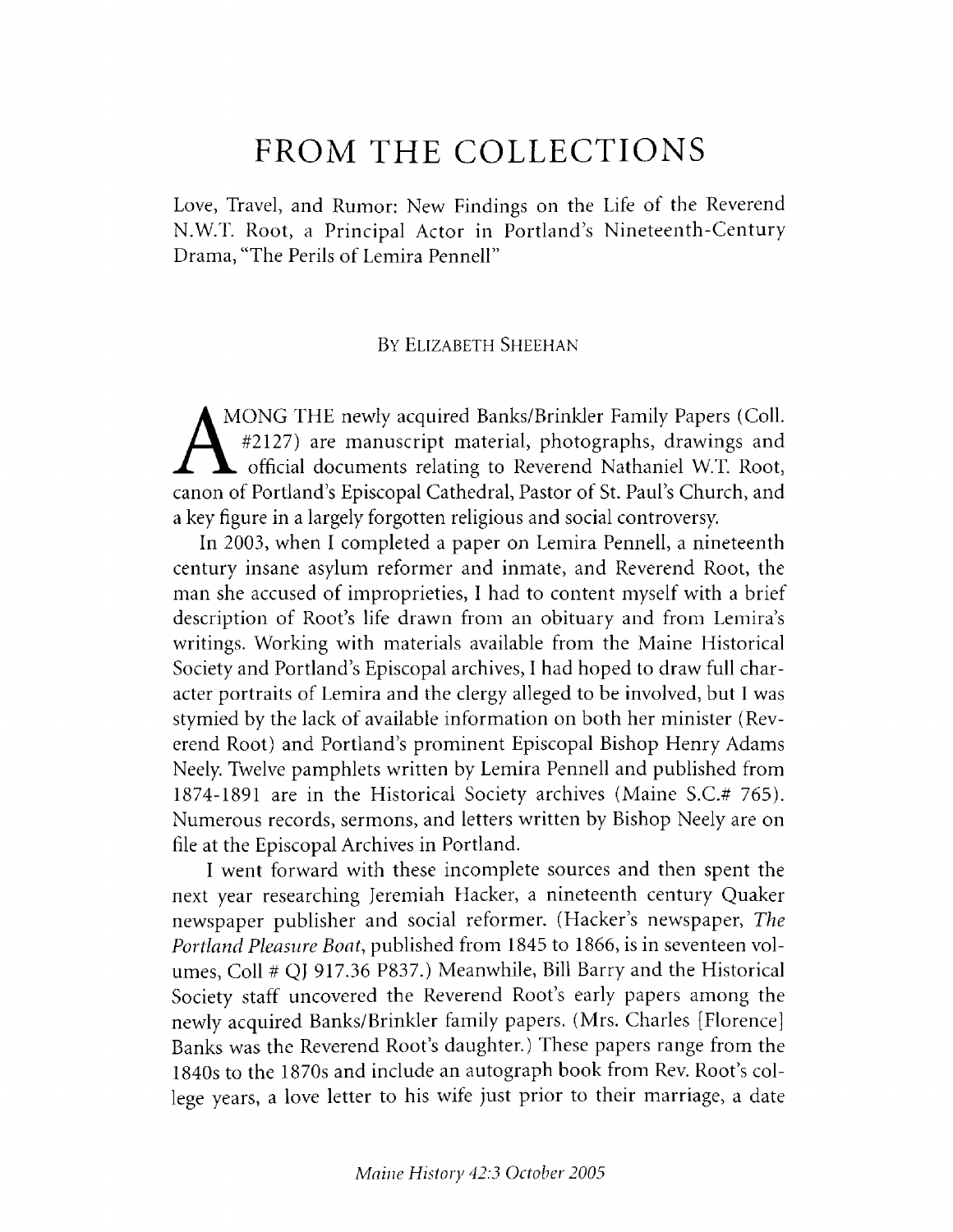# FROM THE COLLECTIONS

Love, Travel, and Rumor: New Findings on the Life of the Reverend N.W.T. Root, a Principal Actor in Portland's Nineteenth-Century Drama, "The Perils of Lemira Pennell"

BY ELIZABETH SHEEHAN

AMONG THE newly acquired Banks/Brinkler Family Papers (Coll. #2127) are manuscript material, photographs, drawings and official documents relating to Reverend Nathaniel W.T. Root, canon of Portland's Episcopal Cathedral, Pastor of St. Paul's Church, and a key figure in a largely forgotten religious and social controversy.

In 2003, when I completed a paper on Lemira Pennell, a nineteenth century insane asylum reformer and inmate, and Reverend Root, the man she accused of improprieties, I had to content myself with a brief description of Root's life drawn from an obituary and from Lemira's writings. Working with materials available from the Maine Historical Society and Portland's Episcopal archives, I had hoped to draw full character portraits of Lemira and the clergy alleged to be involved, but I was stymied by the lack of available information on both her minister (Reverend Root) and Portland's prominent Episcopal Bishop Henry Adams Neely. Twelve pamphlets written by Lemira Pennell and published from 1874-1891 are in the Historical Society archives (Maine S.C.# 765). Numerous records, sermons, and letters written by Bishop Neely are on file at the Episcopal Archives in Portland.

I went forward with these incomplete sources and then spent the next year researching Jeremiah Hacker, a nineteenth century Quaker newspaper publisher and social reformer. (Hacker's newspaper, *The Portland Pleasure Boat*, published from 1845 to 1866, is in seventeen volumes, Coll # QJ 917.36 P837.) Meanwhile, Bill Barry and the Historical Society staff uncovered the Reverend Root's early papers among the newly acquired Banks/Brinkler family papers. (Mrs. Charles [Florence] Banks was the Reverend Root's daughter.) These papers range from the 1840s to the 1870s and include an autograph book from Rev. Root's college years, a love letter to his wife just prior to their marriage, a date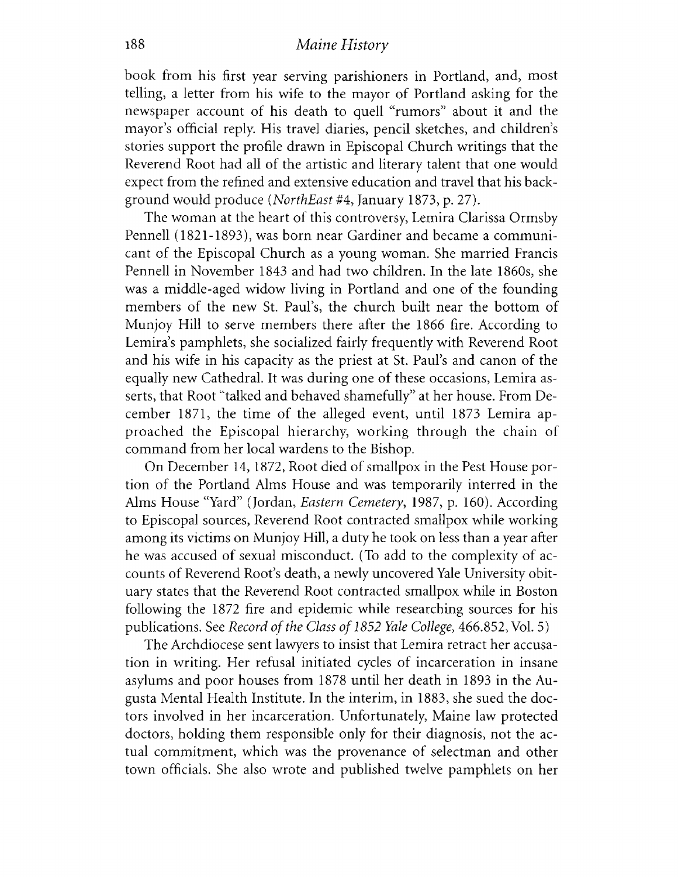book from his first year serving parishioners in Portland, and, most telling, a letter from his wife to the mayor of Portland asking for the newspaper account of his death to quell "rumors" about it and the mayor's official reply. His travel diaries, pencil sketches, and children's stories support the profile drawn in Episcopal Church writings that the Reverend Root had all of the artistic and literary talent that one would expect from the refined and extensive education and travel that his background would produce (*NorthEast* #4, January 1873, p. 27).

The woman at the heart of this controversy, Lemira Clarissa Ormsby Pennell (1821-1893), was born near Gardiner and became a communicant of the Episcopal Church as a young woman. She married Francis Pennell in November 1843 and had two children. In the late 1860s, she was a middle-aged widow living in Portland and one of the founding members of the new St. Paul's, the church built near the bottom of Munjoy Hill to serve members there after the 1866 fire. According to Lemira's pamphlets, she socialized fairly frequently with Reverend Root and his wife in his capacity as the priest at St. Paul's and canon of the equally new Cathedral. It was during one of these occasions, Lemira asserts, that Root "talked and behaved shamefully" at her house. From December 1871, the time of the alleged event, until 1873 Lemira approached the Episcopal hierarchy, working through the chain of command from her local wardens to the Bishop.

On December 14, 1872, Root died of smallpox in the Pest House portion of the Portland Alms House and was temporarily interred in the Alms House "Yard" (Jordan, *Eastern Cemetery*, 1987, p. 160). According to Episcopal sources, Reverend Root contracted smallpox while working among its victims on Munjoy Hill, a duty he took on less than a year after he was accused of sexual misconduct. (To add to the complexity of accounts of Reverend Root's death, a newly uncovered Yale University obituary states that the Reverend Root contracted smallpox while in Boston following the 1872 fire and epidemic while researching sources for his publications. See *Record of the Class of 1852 Yale College*, 466.852, Vol. 5)

The Archdiocese sent lawyers to insist that Lemira retract her accusation in writing. Her refusal initiated cycles of incarceration in insane asylums and poor houses from 1878 until her death in 1893 in the Augusta Mental Health Institute. In the interim, in 1883, she sued the doctors involved in her incarceration. Unfortunately, Maine law protected doctors, holding them responsible only for their diagnosis, not the actual commitment, which was the provenance of selectman and other town officials. She also wrote and published twelve pamphlets on her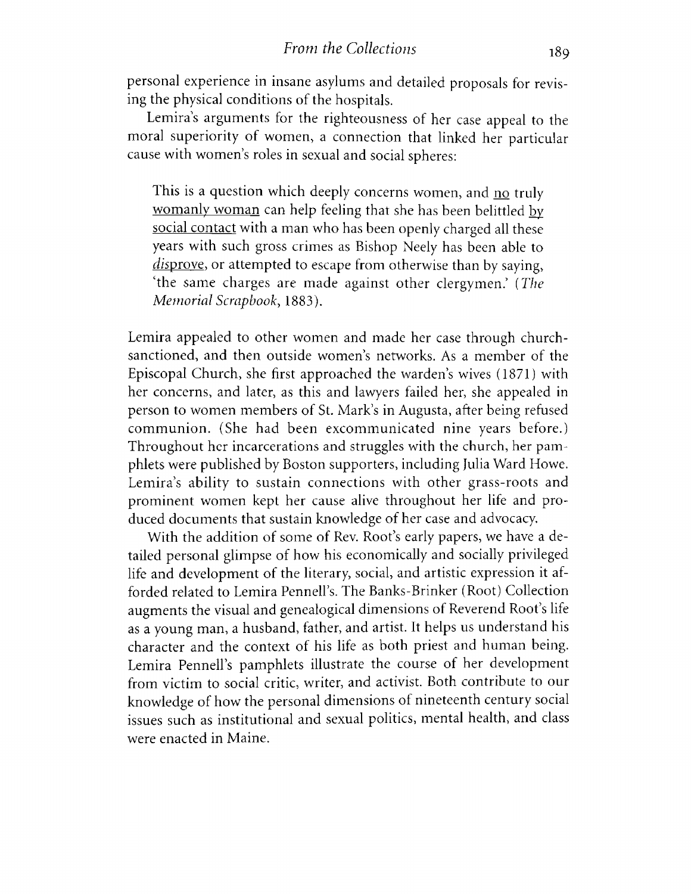personal experience in insane asylums and detailed proposals for revising the physical conditions of the hospitals.

Lemira's arguments for the righteousness of her case appeal to the moral superiority of women, a connection that linked her particular cause with women's roles in sexual and social spheres:

> This is a question which deeply concerns women, and <u>no</u> truly <u>womanly woman</u> can help feeling that she has been belittled <u>by social contact</u> with a man who has been openly charged all these years with such gross crimes as Bishop Neely has been able to <u>*disprove*</u>, or attempted to escape from otherwise than by saying, 'the same charges are made against other clergymen.' (*The Memorial Scrapbook*, 1883).

Lemira appealed to other women and made her case through church-sanctioned, and then outside women's networks. As a member of the Episcopal Church, she first approached the warden's wives (1871) with her concerns, and later, as this and lawyers failed her, she appealed in person to women members of St. Mark's in Augusta, after being refused communion. (She had been excommunicated nine years before.) Throughout her incarcerations and struggles with the church, her pamphlets were published by Boston supporters, including Julia Ward Howe. Lemira's ability to sustain connections with other grass-roots and prominent women kept her cause alive throughout her life and produced documents that sustain knowledge of her case and advocacy.

With the addition of some of Rev. Root's early papers, we have a detailed personal glimpse of how his economically and socially privileged life and development of the literary, social, and artistic expression it afforded related to Lemira Pennell's. The Banks-Brinker (Root) Collection augments the visual and genealogical dimensions of Reverend Root's life as a young man, a husband, father, and artist. It helps us understand his character and the context of his life as both priest and human being. Lemira Pennell's pamphlets illustrate the course of her development from victim to social critic, writer, and activist. Both contribute to our knowledge of how the personal dimensions of nineteenth century social issues such as institutional and sexual politics, mental health, and class were enacted in Maine.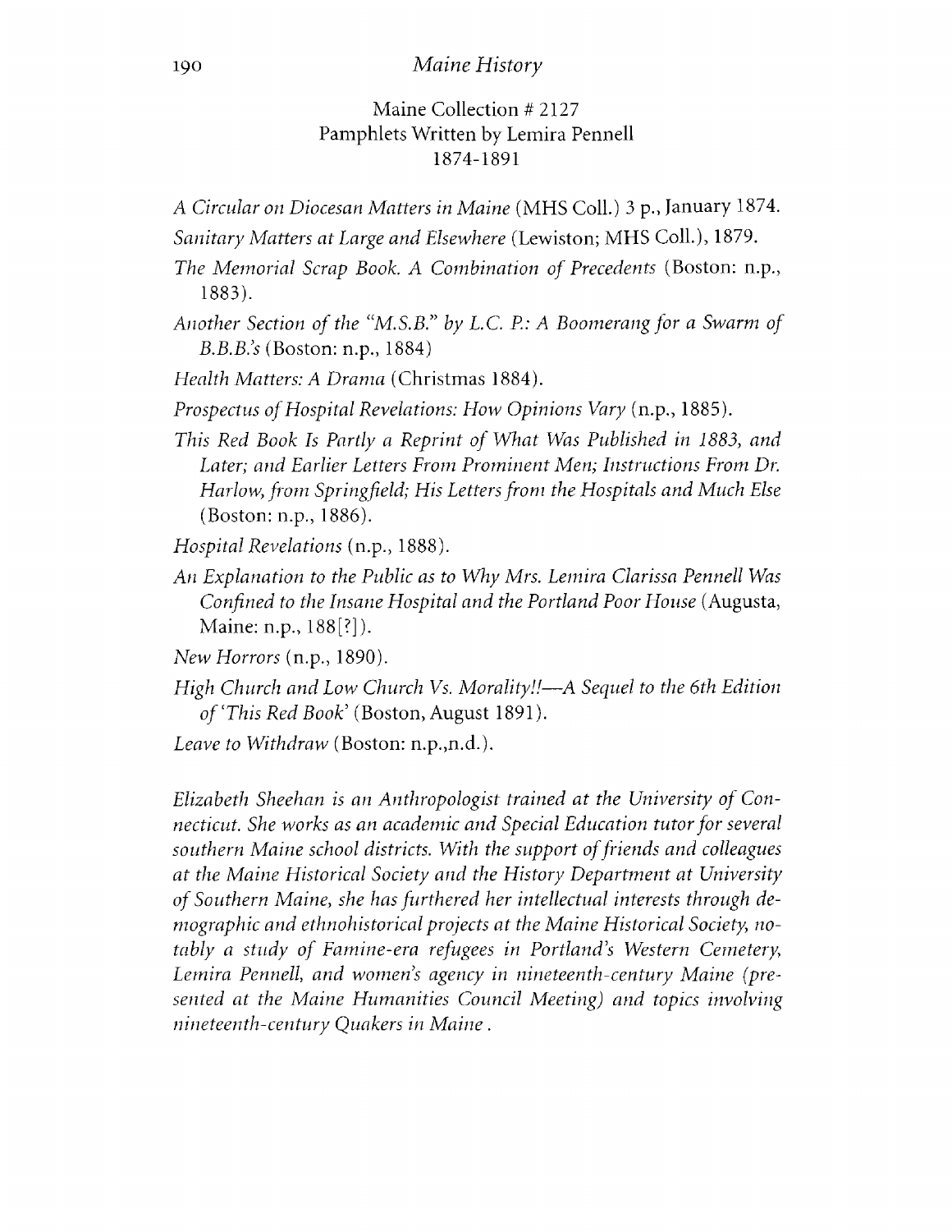Maine Collection # 2127
Pamphlets Written by Lemira Pennell
1874-1891

*A Circular on Diocesan Matters in Maine* (MHS Coll.) 3 p., January 1874.

*Sanitary Matters at Large and Elsewhere* (Lewiston; MHS Coll.), 1879.

*The Memorial Scrap Book. A Combination of Precedents* (Boston: n.p., 1883).

*Another Section of the "M.S.B." by L.C. P.: A Boomerang for a Swarm of B.B.B.'s* (Boston: n.p., 1884)

*Health Matters: A Drama* (Christmas 1884).

*Prospectus of Hospital Revelations: How Opinions Vary* (n.p., 1885).

*This Red Book Is Partly a Reprint of What Was Published in 1883, and Later; and Earlier Letters From Prominent Men; Instructions From Dr. Harlow, from Springfield; His Letters from the Hospitals and Much Else* (Boston: n.p., 1886).

*Hospital Revelations* (n.p., 1888).

*An Explanation to the Public as to Why Mrs. Lemira Clarissa Pennell Was Confined to the Insane Hospital and the Portland Poor House* (Augusta, Maine: n.p., 188[?]).

*New Horrors* (n.p., 1890).

*High Church and Low Church Vs. Morality!!—A Sequel to the 6th Edition of 'This Red Book'* (Boston, August 1891).

*Leave to Withdraw* (Boston: n.p.,n.d.).

*Elizabeth Sheehan is an Anthropologist trained at the University of Connecticut. She works as an academic and Special Education tutor for several southern Maine school districts. With the support of friends and colleagues at the Maine Historical Society and the History Department at University of Southern Maine, she has furthered her intellectual interests through demographic and ethnohistorical projects at the Maine Historical Society, notably a study of Famine-era refugees in Portland's Western Cemetery, Lemira Pennell, and women's agency in nineteenth-century Maine (presented at the Maine Humanities Council Meeting) and topics involving nineteenth-century Quakers in Maine .*